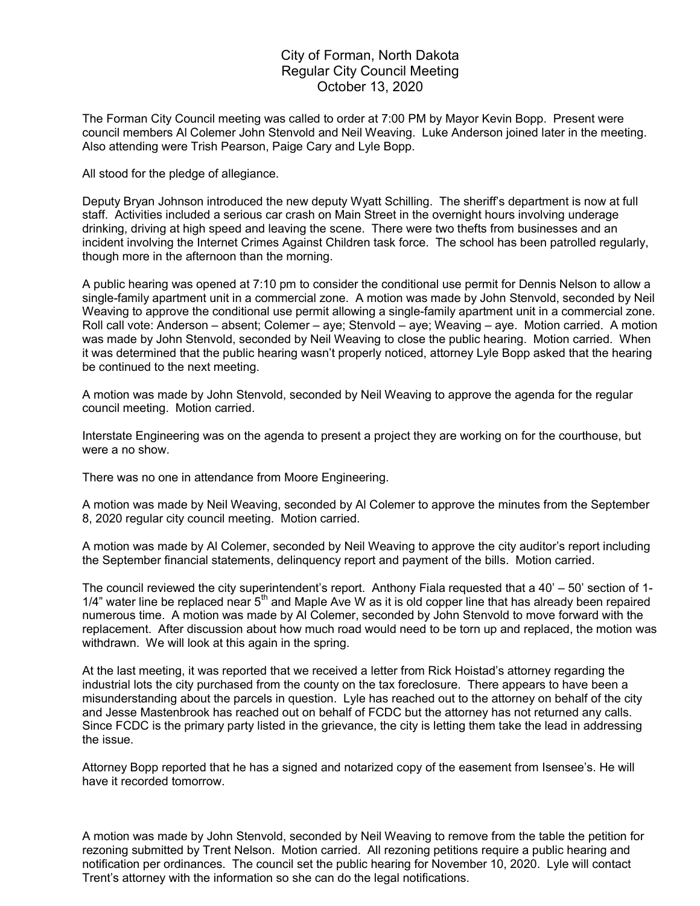City of Forman, North Dakota
Regular City Council Meeting
October 13, 2020

The Forman City Council meeting was called to order at 7:00 PM by Mayor Kevin Bopp. Present were council members Al Colemer John Stenvold and Neil Weaving. Luke Anderson joined later in the meeting. Also attending were Trish Pearson, Paige Cary and Lyle Bopp.

All stood for the pledge of allegiance.

Deputy Bryan Johnson introduced the new deputy Wyatt Schilling. The sheriff's department is now at full staff. Activities included a serious car crash on Main Street in the overnight hours involving underage drinking, driving at high speed and leaving the scene. There were two thefts from businesses and an incident involving the Internet Crimes Against Children task force. The school has been patrolled regularly, though more in the afternoon than the morning.

A public hearing was opened at 7:10 pm to consider the conditional use permit for Dennis Nelson to allow a single-family apartment unit in a commercial zone. A motion was made by John Stenvold, seconded by Neil Weaving to approve the conditional use permit allowing a single-family apartment unit in a commercial zone. Roll call vote: Anderson – absent; Colemer – aye; Stenvold – aye; Weaving – aye. Motion carried. A motion was made by John Stenvold, seconded by Neil Weaving to close the public hearing. Motion carried. When it was determined that the public hearing wasn't properly noticed, attorney Lyle Bopp asked that the hearing be continued to the next meeting.

A motion was made by John Stenvold, seconded by Neil Weaving to approve the agenda for the regular council meeting. Motion carried.

Interstate Engineering was on the agenda to present a project they are working on for the courthouse, but were a no show.

There was no one in attendance from Moore Engineering.

A motion was made by Neil Weaving, seconded by Al Colemer to approve the minutes from the September 8, 2020 regular city council meeting. Motion carried.

A motion was made by Al Colemer, seconded by Neil Weaving to approve the city auditor's report including the September financial statements, delinquency report and payment of the bills. Motion carried.

The council reviewed the city superintendent's report. Anthony Fiala requested that a 40' – 50' section of 1-1/4" water line be replaced near 5th and Maple Ave W as it is old copper line that has already been repaired numerous time. A motion was made by Al Colemer, seconded by John Stenvold to move forward with the replacement. After discussion about how much road would need to be torn up and replaced, the motion was withdrawn. We will look at this again in the spring.

At the last meeting, it was reported that we received a letter from Rick Hoistad's attorney regarding the industrial lots the city purchased from the county on the tax foreclosure. There appears to have been a misunderstanding about the parcels in question. Lyle has reached out to the attorney on behalf of the city and Jesse Mastenbrook has reached out on behalf of FCDC but the attorney has not returned any calls. Since FCDC is the primary party listed in the grievance, the city is letting them take the lead in addressing the issue.

Attorney Bopp reported that he has a signed and notarized copy of the easement from Isensee's. He will have it recorded tomorrow.

A motion was made by John Stenvold, seconded by Neil Weaving to remove from the table the petition for rezoning submitted by Trent Nelson. Motion carried. All rezoning petitions require a public hearing and notification per ordinances. The council set the public hearing for November 10, 2020. Lyle will contact Trent's attorney with the information so she can do the legal notifications.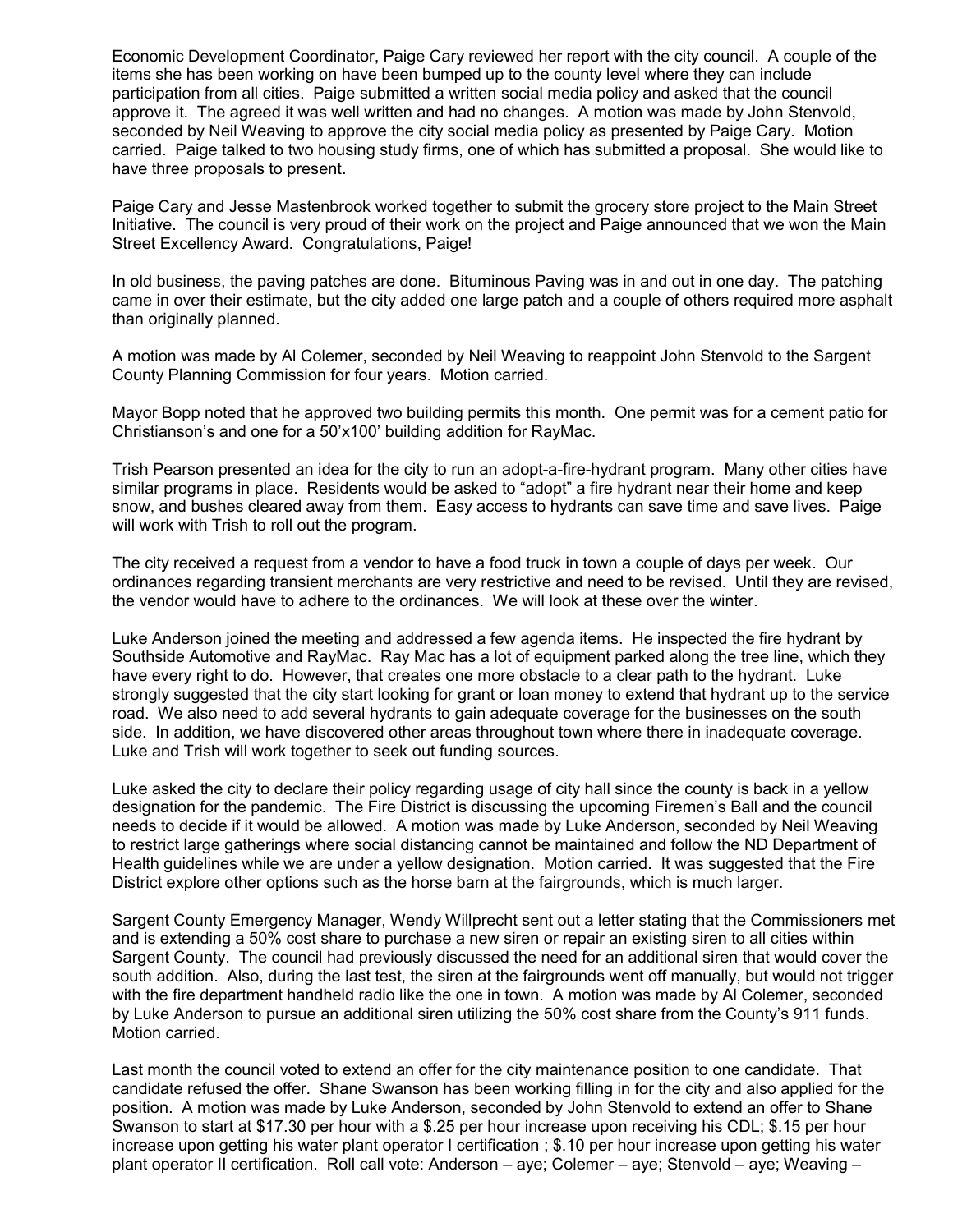Economic Development Coordinator, Paige Cary reviewed her report with the city council. A couple of the items she has been working on have been bumped up to the county level where they can include participation from all cities. Paige submitted a written social media policy and asked that the council approve it. The agreed it was well written and had no changes. A motion was made by John Stenvold, seconded by Neil Weaving to approve the city social media policy as presented by Paige Cary. Motion carried. Paige talked to two housing study firms, one of which has submitted a proposal. She would like to have three proposals to present.

Paige Cary and Jesse Mastenbrook worked together to submit the grocery store project to the Main Street Initiative. The council is very proud of their work on the project and Paige announced that we won the Main Street Excellency Award. Congratulations, Paige!

In old business, the paving patches are done. Bituminous Paving was in and out in one day. The patching came in over their estimate, but the city added one large patch and a couple of others required more asphalt than originally planned.

A motion was made by Al Colemer, seconded by Neil Weaving to reappoint John Stenvold to the Sargent County Planning Commission for four years. Motion carried.

Mayor Bopp noted that he approved two building permits this month. One permit was for a cement patio for Christianson's and one for a 50'x100' building addition for RayMac.

Trish Pearson presented an idea for the city to run an adopt-a-fire-hydrant program. Many other cities have similar programs in place. Residents would be asked to "adopt" a fire hydrant near their home and keep snow, and bushes cleared away from them. Easy access to hydrants can save time and save lives. Paige will work with Trish to roll out the program.

The city received a request from a vendor to have a food truck in town a couple of days per week. Our ordinances regarding transient merchants are very restrictive and need to be revised. Until they are revised, the vendor would have to adhere to the ordinances. We will look at these over the winter.

Luke Anderson joined the meeting and addressed a few agenda items. He inspected the fire hydrant by Southside Automotive and RayMac. Ray Mac has a lot of equipment parked along the tree line, which they have every right to do. However, that creates one more obstacle to a clear path to the hydrant. Luke strongly suggested that the city start looking for grant or loan money to extend that hydrant up to the service road. We also need to add several hydrants to gain adequate coverage for the businesses on the south side. In addition, we have discovered other areas throughout town where there in inadequate coverage. Luke and Trish will work together to seek out funding sources.

Luke asked the city to declare their policy regarding usage of city hall since the county is back in a yellow designation for the pandemic. The Fire District is discussing the upcoming Firemen's Ball and the council needs to decide if it would be allowed. A motion was made by Luke Anderson, seconded by Neil Weaving to restrict large gatherings where social distancing cannot be maintained and follow the ND Department of Health guidelines while we are under a yellow designation. Motion carried. It was suggested that the Fire District explore other options such as the horse barn at the fairgrounds, which is much larger.

Sargent County Emergency Manager, Wendy Willprecht sent out a letter stating that the Commissioners met and is extending a 50% cost share to purchase a new siren or repair an existing siren to all cities within Sargent County. The council had previously discussed the need for an additional siren that would cover the south addition. Also, during the last test, the siren at the fairgrounds went off manually, but would not trigger with the fire department handheld radio like the one in town. A motion was made by Al Colemer, seconded by Luke Anderson to pursue an additional siren utilizing the 50% cost share from the County's 911 funds. Motion carried.

Last month the council voted to extend an offer for the city maintenance position to one candidate. That candidate refused the offer. Shane Swanson has been working filling in for the city and also applied for the position. A motion was made by Luke Anderson, seconded by John Stenvold to extend an offer to Shane Swanson to start at $17.30 per hour with a $.25 per hour increase upon receiving his CDL; $.15 per hour increase upon getting his water plant operator I certification ; $.10 per hour increase upon getting his water plant operator II certification. Roll call vote: Anderson – aye; Colemer – aye; Stenvold – aye; Weaving –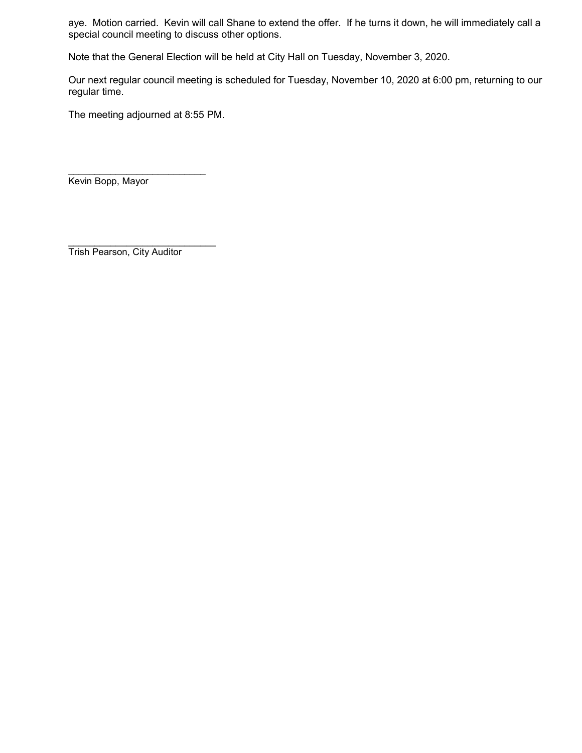aye. Motion carried. Kevin will call Shane to extend the offer. If he turns it down, he will immediately call a special council meeting to discuss other options.

Note that the General Election will be held at City Hall on Tuesday, November 3, 2020.

Our next regular council meeting is scheduled for Tuesday, November 10, 2020 at 6:00 pm, returning to our regular time.

The meeting adjourned at 8:55 PM.

___________________________
Kevin Bopp, Mayor

_____________________________
Trish Pearson, City Auditor